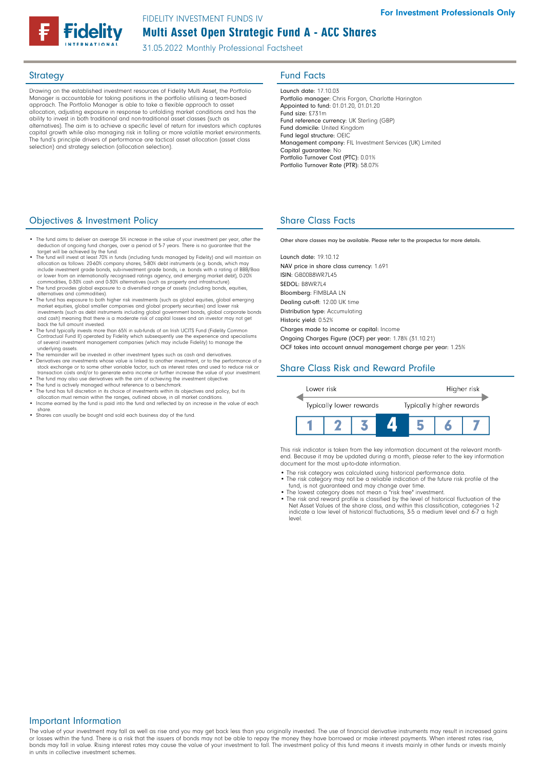FIDELITY INVESTMENT FUNDS IV

# Multi Asset Open Strategic Fund A - ACC Shares

31.05.2022 Monthly Professional Factsheet

For Investment Professionals Only

## Strategy

Drawing on the established investment resources of Fidelity Multi Asset, the Portfolio Manager is accountable for taking positions in the portfolio utilising a team-based approach. The Portfolio Manager is able to take a flexible approach to asset allocation, adjusting exposure in response to unfolding market conditions and has the ability to invest in both traditional and non-traditional asset classes (such as alternatives). The aim is to achieve a specific level of return for investors which captures capital growth while also managing risk in falling or more volatile market environments. The fund's principle drivers of performance are tactical asset allocation (asset class selection) and strategy selection (allocation selection).

## Fund Facts

**Launch date:** 17.10.03
**Portfolio manager:** Chris Forgan, Charlotte Harington
**Appointed to fund:** 01.01.20, 01.01.20
**Fund size:** £731m
**Fund reference currency:** UK Sterling (GBP)
**Fund domicile:** United Kingdom
**Fund legal structure:** OEIC
**Management company:** FIL Investment Services (UK) Limited
**Capital guarantee:** No
**Portfolio Turnover Cost (PTC):** 0.01%
**Portfolio Turnover Rate (PTR):** 58.07%

## Objectives & Investment Policy

- The fund aims to deliver an average 5% increase in the value of your investment per year, after the deduction of ongoing fund charges, over a period of 5-7 years. There is no guarantee that the target will be achieved by the fund.
- The fund will invest at least 70% in funds (including funds managed by Fidelity) and will maintain an allocation as follows: 20-60% company shares, 5-80% debt instruments (e.g. bonds, which may include investment grade bonds, sub-investment grade bonds, i.e. bonds with a rating of BBB/Baa or lower from an internationally recognised ratings agency, and emerging market debt), 0-20% commodities, 0-30% cash and 0-30% alternatives (such as property and infrastructure).
- The fund provides global exposure to a diversified range of assets (including bonds, equities, alternatives and commodities).
- The fund has exposure to both higher risk investments (such as global equities, global emerging market equities, global smaller companies and global property securities) and lower risk investments (such as debt instruments including global government bonds, global corporate bonds and cash) meaning that there is a moderate risk of capital losses and an investor may not get back the full amount invested.
- The fund typically invests more than 65% in sub-funds of an Irish UCITS Fund (Fidelity Common Contractual Fund II) operated by Fidelity which subsequently use the experience and specialisms of several investment management companies (which may include Fidelity) to manage the underlying assets.
- The remainder will be invested in other investment types such as cash and derivatives.
- Derivatives are investments whose value is linked to another investment, or to the performance of a stock exchange or to some other variable factor, such as interest rates and used to reduce risk or transaction costs and/or to generate extra income or further increase the value of your investment.
- The fund may also use derivatives with the aim of achieving the investment objective.
- The fund is actively managed without reference to a benchmark.
- The fund has full discretion in its choice of investments within its objectives and policy, but its allocation must remain within the ranges, outlined above, in all market conditions.
- Income earned by the fund is paid into the fund and reflected by an increase in the value of each share.
- Shares can usually be bought and sold each business day of the fund.

## Share Class Facts

Other share classes may be available. Please refer to the prospectus for more details.

**Launch date:** 19.10.12
**NAV price in share class currency:** 1.691
**ISIN:** GB00B8WR7L45
**SEDOL:** B8WR7L4
**Bloomberg:** FIMBLAA LN
**Dealing cut-off:** 12:00 UK time
**Distribution type:** Accumulating
**Historic yield:** 0.52%
**Charges made to income or capital:** Income
**Ongoing Charges Figure (OCF) per year:** 1.78% (31.10.21)
**OCF takes into account annual management charge per year:** 1.25%

## Share Class Risk and Reward Profile

Lower risk — Higher risk
Typically lower rewards — Typically higher rewards

1 2 3 **4** 5 6 7

This risk indicator is taken from the key information document at the relevant month-end. Because it may be updated during a month, please refer to the key information document for the most up-to-date information.

- The risk category was calculated using historical performance data.
- The risk category may not be a reliable indication of the future risk profile of the fund, is not guaranteed and may change over time.
- The lowest category does not mean a "risk free" investment.
- The risk and reward profile is classified by the level of historical fluctuation of the Net Asset Values of the share class, and within this classification, categories 1-2 indicate a low level of historical fluctuations, 3-5 a medium level and 6-7 a high level.

## Important Information

The value of your investment may fall as well as rise and you may get back less than you originally invested. The use of financial derivative instruments may result in increased gains or losses within the fund. There is a risk that the issuers of bonds may not be able to repay the money they have borrowed or make interest payments. When interest rates rise, bonds may fall in value. Rising interest rates may cause the value of your investment to fall. The investment policy of this fund means it invests mainly in other funds or invests mainly in units in collective investment schemes.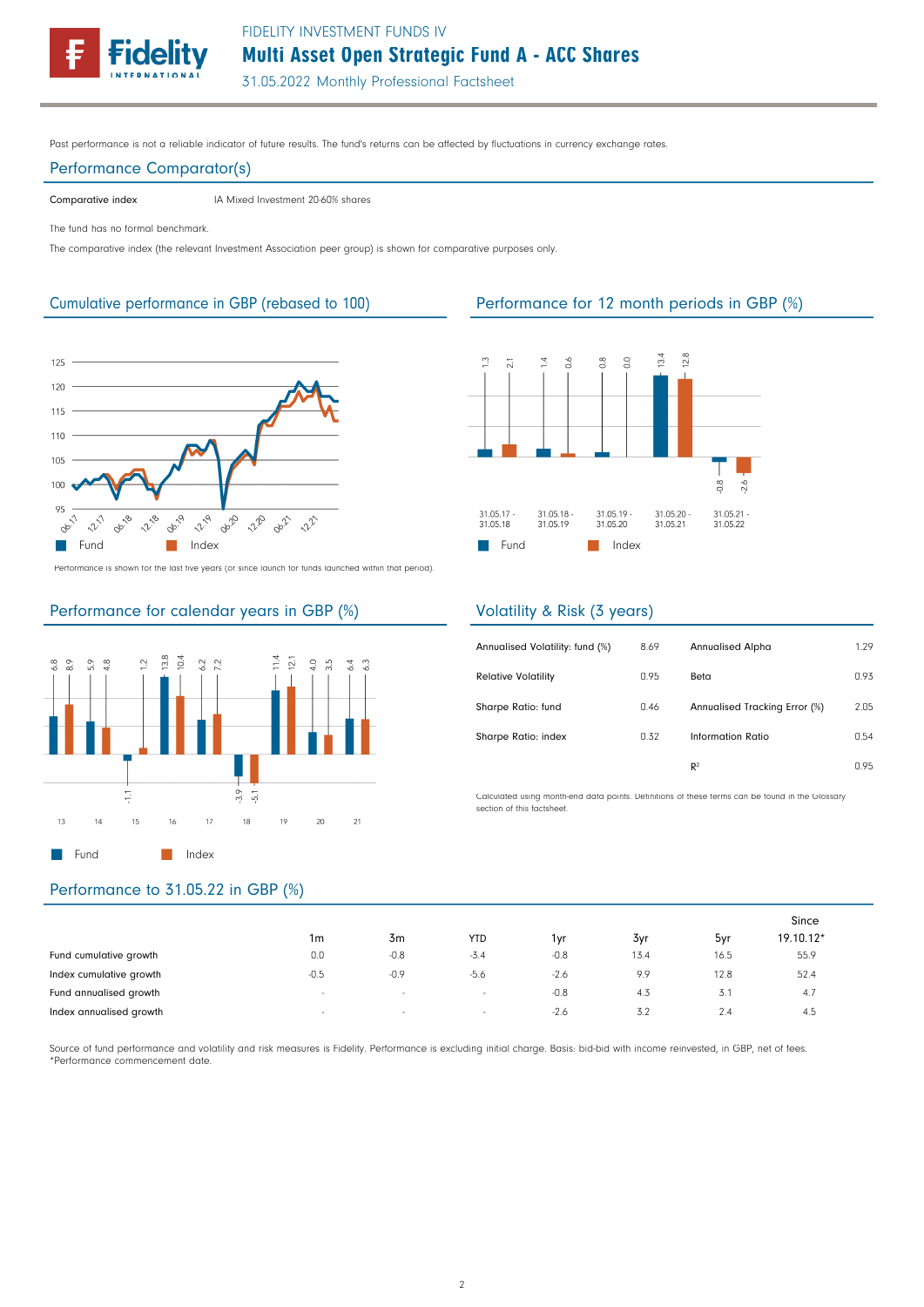Past performance is not a reliable indicator of future results. The fund's returns can be affected by fluctuations in currency exchange rates.

## Performance Comparator(s)

Comparative index IA Mixed Investment 20-60% shares

The fund has no formal benchmark.

The comparative index (the relevant Investment Association peer group) is shown for comparative purposes only.

## Cumulative performance in GBP (rebased to 100)

125
120
115
110
105
100
95

06.17 12.17 06.18 12.18 06.19 12.19 06.20 12.20 06.21 12.21

Fund Index

Performance is shown for the last five years (or since launch for funds launched within that period).

## Performance for 12 month periods in GBP (%)

1.3 2.1 1.4 0.6 0.8 0.0 13.4 12.8 -0.8 -2.6

31.05.17 - 31.05.18
31.05.18 - 31.05.19
31.05.19 - 31.05.20
31.05.20 - 31.05.21
31.05.21 - 31.05.22

Fund Index

## Performance for calendar years in GBP (%)

6.8 8.9 5.9 4.8 -1.1 1.2 13.8 10.4 6.2 7.2 -3.9 -5.1 11.4 12.1 4.0 3.5 6.4 6.3

13 14 15 16 17 18 19 20 21

Fund Index

## Volatility & Risk (3 years)

| | | | |
|---|---|---|---|
| Annualised Volatility: fund (%) | 8.69 | Annualised Alpha | 1.29 |
| Relative Volatility | 0.95 | Beta | 0.93 |
| Sharpe Ratio: fund | 0.46 | Annualised Tracking Error (%) | 2.05 |
| Sharpe Ratio: index | 0.32 | Information Ratio | 0.54 |
| | | $R^2$ | 0.95 |

Calculated using month-end data points. Definitions of these terms can be found in the Glossary section of this factsheet.

## Performance to 31.05.22 in GBP (%)

| | 1m | 3m | YTD | 1yr | 3yr | 5yr | Since 19.10.12* |
|---|---|---|---|---|---|---|---|
| Fund cumulative growth | 0.0 | -0.8 | -3.4 | -0.8 | 13.4 | 16.5 | 55.9 |
| Index cumulative growth | -0.5 | -0.9 | -5.6 | -2.6 | 9.9 | 12.8 | 52.4 |
| Fund annualised growth | - | - | - | -0.8 | 4.3 | 3.1 | 4.7 |
| Index annualised growth | - | - | - | -2.6 | 3.2 | 2.4 | 4.5 |

Source of fund performance and volatility and risk measures is Fidelity. Performance is excluding initial charge. Basis: bid-bid with income reinvested, in GBP, net of fees.
*Performance commencement date.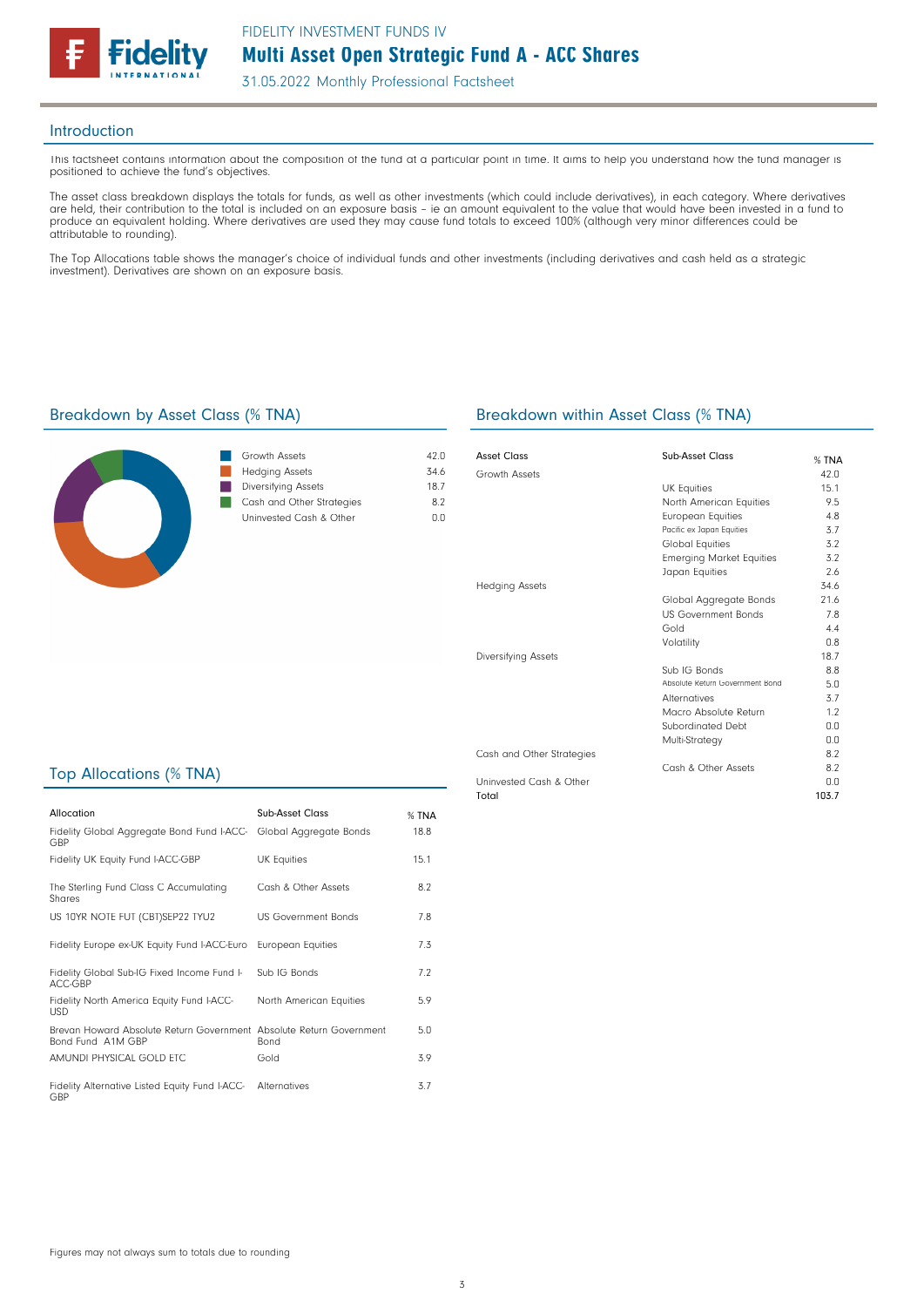FIDELITY INVESTMENT FUNDS IV

# Multi Asset Open Strategic Fund A - ACC Shares

31.05.2022 Monthly Professional Factsheet

## Introduction

This factsheet contains information about the composition of the fund at a particular point in time. It aims to help you understand how the fund manager is positioned to achieve the fund's objectives.

The asset class breakdown displays the totals for funds, as well as other investments (which could include derivatives), in each category. Where derivatives are held, their contribution to the total is included on an exposure basis – ie an amount equivalent to the value that would have been invested in a fund to produce an equivalent holding. Where derivatives are used they may cause fund totals to exceed 100% (although very minor differences could be attributable to rounding).

The Top Allocations table shows the manager's choice of individual funds and other investments (including derivatives and cash held as a strategic investment). Derivatives are shown on an exposure basis.

## Breakdown by Asset Class (% TNA)

Growth Assets 42.0
Hedging Assets 34.6
Diversifying Assets 18.7
Cash and Other Strategies 8.2
Uninvested Cash & Other 0.0

## Breakdown within Asset Class (% TNA)

| Asset Class | Sub-Asset Class | % TNA |
|---|---|---|
| Growth Assets | | 42.0 |
| | UK Equities | 15.1 |
| | North American Equities | 9.5 |
| | European Equities | 4.8 |
| | Pacific ex Japan Equities | 3.7 |
| | Global Equities | 3.2 |
| | Emerging Market Equities | 3.2 |
| | Japan Equities | 2.6 |
| Hedging Assets | | 34.6 |
| | Global Aggregate Bonds | 21.6 |
| | US Government Bonds | 7.8 |
| | Gold | 4.4 |
| | Volatility | 0.8 |
| Diversifying Assets | | 18.7 |
| | Sub IG Bonds | 8.8 |
| | Absolute Return Government Bond | 5.0 |
| | Alternatives | 3.7 |
| | Macro Absolute Return | 1.2 |
| | Subordinated Debt | 0.0 |
| | Multi-Strategy | 0.0 |
| Cash and Other Strategies | | 8.2 |
| | Cash & Other Assets | 8.2 |
| Uninvested Cash & Other | | 0.0 |
| Total | | 103.7 |

## Top Allocations (% TNA)

| Allocation | Sub-Asset Class | % TNA |
|---|---|---|
| Fidelity Global Aggregate Bond Fund I-ACC-GBP | Global Aggregate Bonds | 18.8 |
| Fidelity UK Equity Fund I-ACC-GBP | UK Equities | 15.1 |
| The Sterling Fund Class C Accumulating Shares | Cash & Other Assets | 8.2 |
| US 10YR NOTE FUT (CBT)SEP22 TYU2 | US Government Bonds | 7.8 |
| Fidelity Europe ex-UK Equity Fund I-ACC-Euro | European Equities | 7.3 |
| Fidelity Global Sub-IG Fixed Income Fund I-ACC-GBP | Sub IG Bonds | 7.2 |
| Fidelity North America Equity Fund I-ACC-USD | North American Equities | 5.9 |
| Brevan Howard Absolute Return Government Bond Fund A1M GBP | Absolute Return Government Bond | 5.0 |
| AMUNDI PHYSICAL GOLD ETC | Gold | 3.9 |
| Fidelity Alternative Listed Equity Fund I-ACC-GBP | Alternatives | 3.7 |

Figures may not always sum to totals due to rounding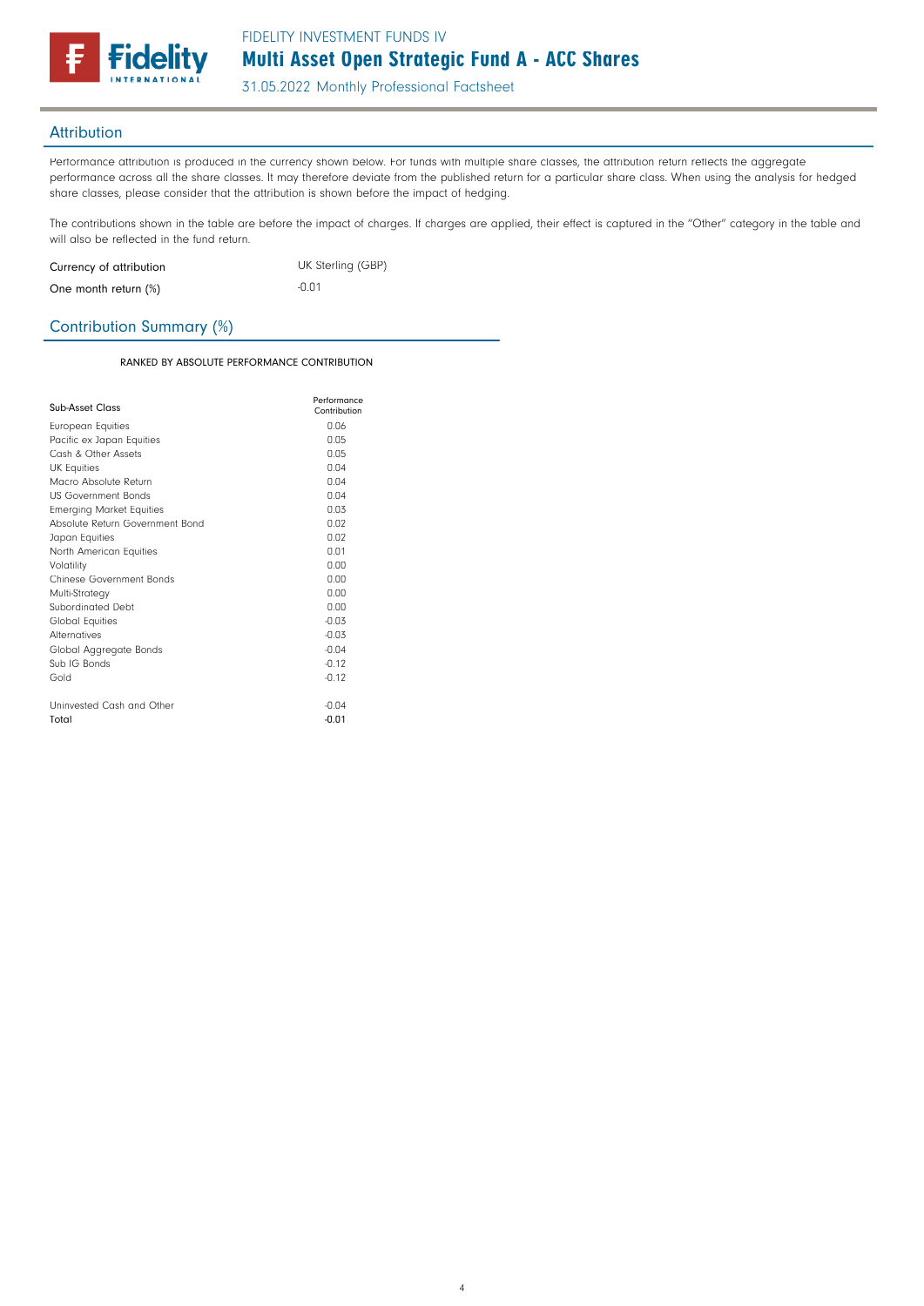## Attribution

Performance attribution is produced in the currency shown below. For funds with multiple share classes, the attribution return reflects the aggregate performance across all the share classes. It may therefore deviate from the published return for a particular share class. When using the analysis for hedged share classes, please consider that the attribution is shown before the impact of hedging.

The contributions shown in the table are before the impact of charges. If charges are applied, their effect is captured in the "Other" category in the table and will also be reflected in the fund return.

| | |
|---|---|
| Currency of attribution | UK Sterling (GBP) |
| One month return (%) | -0.01 |

## Contribution Summary (%)

RANKED BY ABSOLUTE PERFORMANCE CONTRIBUTION

| Sub-Asset Class | Performance Contribution |
|---|---|
| European Equities | 0.06 |
| Pacific ex Japan Equities | 0.05 |
| Cash & Other Assets | 0.05 |
| UK Equities | 0.04 |
| Macro Absolute Return | 0.04 |
| US Government Bonds | 0.04 |
| Emerging Market Equities | 0.03 |
| Absolute Return Government Bond | 0.02 |
| Japan Equities | 0.02 |
| North American Equities | 0.01 |
| Volatility | 0.00 |
| Chinese Government Bonds | 0.00 |
| Multi-Strategy | 0.00 |
| Subordinated Debt | 0.00 |
| Global Equities | -0.03 |
| Alternatives | -0.03 |
| Global Aggregate Bonds | -0.04 |
| Sub IG Bonds | -0.12 |
| Gold | -0.12 |
| | |
| Uninvested Cash and Other | -0.04 |
| **Total** | **-0.01** |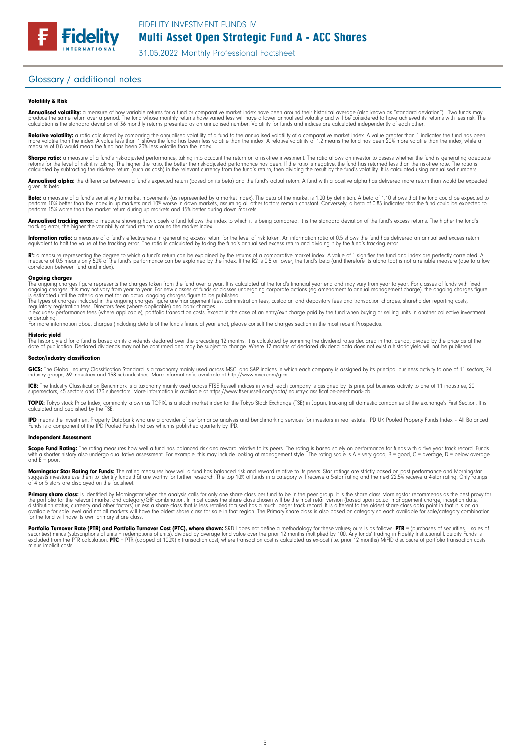## Glossary / additional notes

#### Volatility & Risk

**Annualised volatility:** a measure of how variable returns for a fund or comparative market index have been around their historical average (also known as "standard deviation"). Two funds may produce the same return over a period. The fund whose monthly returns have varied less will have a lower annualised volatility and will be considered to have achieved its returns with less risk. The calculation is the standard deviation of 36 monthly returns presented as an annualised number. Volatility for funds and indices are calculated independently of each other.

**Relative volatility:** a ratio calculated by comparing the annualised volatility of a fund to the annualised volatility of a comparative market index. A value greater than 1 indicates the fund has been more volatile than the index. A value less than 1 shows the fund has been less volatile than the index. A relative volatility of 1.2 means the fund has been 20% more volatile than the index, while a measure of 0.8 would mean the fund has been 20% less volatile than the index.

**Sharpe ratio:** a measure of a fund's risk-adjusted performance, taking into account the return on a risk-free investment. The ratio allows an investor to assess whether the fund is generating adequate returns for the level of risk it is taking. The higher the ratio, the better the risk-adjusted performance has been. If the ratio is negative, the fund has returned less than the risk-free rate. The ratio is calculated by subtracting the risk-free return (such as cash) in the relevant currency from the fund's return, then dividing the result by the fund's volatility. It is calculated using annualised numbers.

**Annualised alpha:** the difference between a fund's expected return (based on its beta) and the fund's actual return. A fund with a positive alpha has delivered more return than would be expected given its beta.

**Beta:** a measure of a fund's sensitivity to market movements (as represented by a market index). The beta of the market is 1.00 by definition. A beta of 1.10 shows that the fund could be expected to perform 10% better than the index in up markets and 10% worse in down markets, assuming all other factors remain constant. Conversely, a beta of 0.85 indicates that the fund could be expected to perform 15% worse than the market return during up markets and 15% better during down markets.

**Annualised tracking error:** a measure showing how closely a fund follows the index to which it is being compared. It is the standard deviation of the fund's excess returns. The higher the fund's tracking error, the higher the variability of fund returns around the market index.

**Information ratio:** a measure of a fund's effectiveness in generating excess return for the level of risk taken. An information ratio of 0.5 shows the fund has delivered an annualised excess return equivalent to half the value of the tracking error. The ratio is calculated by taking the fund's annualised excess return and dividing it by the fund's tracking error.

**$R^2$:** a measure representing the degree to which a fund's return can be explained by the returns of a comparative market index. A value of 1 signifies the fund and index are perfectly correlated. A measure of 0.5 means only 50% of the fund's performance can be explained by the index. If the R2 is 0.5 or lower, the fund's beta (and therefore its alpha too) is not a reliable measure (due to a low correlation between fund and index).

#### Ongoing charges

The ongoing charges figure represents the charges taken from the fund over a year. It is calculated at the fund's financial year end and may vary from year to year. For classes of funds with fixed ongoing charges, this may not vary from year to year. For new classes of funds or classes undergoing corporate actions (eg amendment to annual management charge), the ongoing charges figure is estimated until the criteria are met for an actual ongoing charges figure to be published.
The types of charges included in the ongoing charges figure are management fees, administration fees, custodian and depositary fees and transaction charges, shareholder reporting costs, regulatory registration fees, Directors fees (where applicable) and bank charges.
It excludes: performance fees (where applicable); portfolio transaction costs, except in the case of an entry/exit charge paid by the fund when buying or selling units in another collective investment undertaking.
For more information about charges (including details of the fund's financial year end), please consult the charges section in the most recent Prospectus.

#### Historic yield

The historic yield for a fund is based on its dividends declared over the preceding 12 months. It is calculated by summing the dividend rates declared in that period, divided by the price as at the date of publication. Declared dividends may not be confirmed and may be subject to change. Where 12 months of declared dividend data does not exist a historic yield will not be published.

#### Sector/industry classification

**GICS:** The Global Industry Classification Standard is a taxonomy mainly used across MSCI and S&P indices in which each company is assigned by its principal business activity to one of 11 sectors, 24 industry groups, 69 industries and 158 sub-industries. More information is available at http://www.msci.com/gics

**ICB:** The Industry Classification Benchmark is a taxonomy mainly used across FTSE Russell indices in which each company is assigned by its principal business activity to one of 11 industries, 20 supersectors, 45 sectors and 173 subsectors. More information is available at https://www.ftserussell.com/data/industry-classification-benchmark-icb

**TOPIX:** Tokyo stock Price Index, commonly known as TOPIX, is a stock market index for the Tokyo Stock Exchange (TSE) in Japan, tracking all domestic companies of the exchange's First Section. It is calculated and published by the TSE.

**IPD** means the Investment Property Databank who are a provider of performance analysis and benchmarking services for investors in real estate. IPD UK Pooled Property Funds Index - All Balanced Funds is a component of the IPD Pooled Funds Indices which is published quarterly by IPD.

#### Independent Assessment

**Scope Fund Rating:** The rating measures how well a fund has balanced risk and reward relative to its peers. The rating is based solely on performance for funds with a five year track record. Funds with a shorter history also undergo qualitative assessment. For example, this may include looking at management style. The rating scale is A = very good, B = good, C = average, D = below average and E = poor.

**Morningstar Star Rating for Funds:** The rating measures how well a fund has balanced risk and reward relative to its peers. Star ratings are strictly based on past performance and Morningstar suggests investors use them to identify funds that are worthy for further research. The top 10% of funds in a category will receive a 5-star rating and the next 22.5% receive a 4-star rating. Only ratings of 4 or 5 stars are displayed on the factsheet.

**Primary share class:** is identified by Morningstar when the analysis calls for only one share class per fund to be in the peer group. It is the share class Morningstar recommends as the best proxy for the portfolio for the relevant market and category/GIF combination. In most cases the share class chosen will be the most retail version (based upon actual management charge, inception date, distribution status, currency and other factors) unless a share class that is less retailed focused has a much longer track record. It is different to the oldest share class data point in that it is on an available for sale level and not all markets will have the oldest share class for sale in that region. The Primary share class is also based on category so each available for sale/category combination for the fund will have its own primary share class.

**Portfolio Turnover Rate (PTR) and Portfolio Turnover Cost (PTC), where shown:** SRDII does not define a methodology for these values; ours is as follows: **PTR** = (purchases of securities + sales of securities) minus (subscriptions of units + redemptions of units), divided by average fund value over the prior 12 months multiplied by 100. Any funds' trading in Fidelity Institutional Liquidity Funds is excluded from the PTR calculation. **PTC** = PTR (capped at 100%) x transaction cost, where transaction cost is calculated as ex-post (i.e. prior 12 months) MiFID disclosure of portfolio transaction costs minus implicit costs.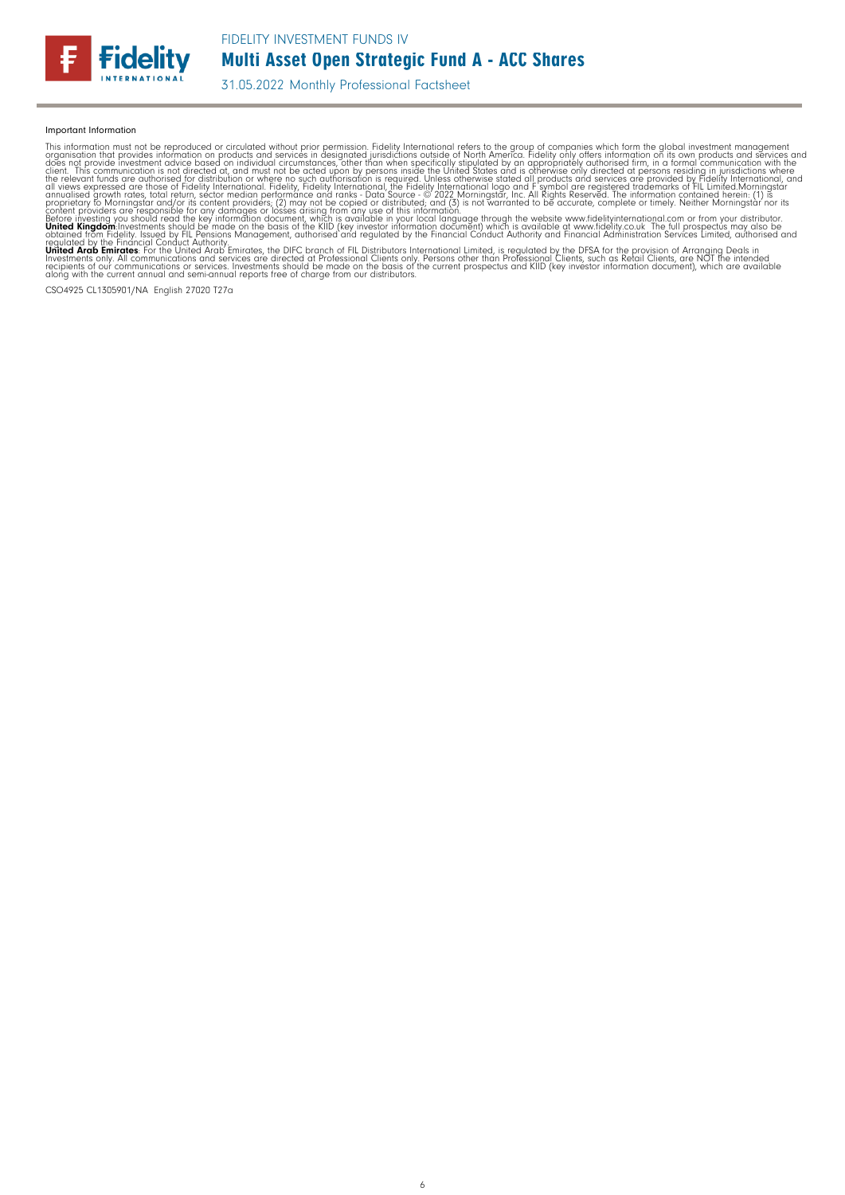#### Important Information

This information must not be reproduced or circulated without prior permission. Fidelity International refers to the group of companies which form the global investment management organisation that provides information on products and services in designated jurisdictions outside of North America. Fidelity only offers information on its own products and services and does not provide investment advice based on individual circumstances, other than when specifically stipulated by an appropriately authorised firm, in a formal communication with the client. This communication is not directed at, and must not be acted upon by persons inside the United States and is otherwise only directed at persons residing in jurisdictions where the relevant funds are authorised for distribution or where no such authorisation is required. Unless otherwise stated all products and services are provided by Fidelity International, and all views expressed are those of Fidelity International. Fidelity, Fidelity International, the Fidelity International logo and F symbol are registered trademarks of FIL Limited.Morningstar annualised growth rates, total return, sector median performance and ranks - Data Source - © 2022 Morningstar, Inc. All Rights Reserved. The information contained herein: (1) is proprietary to Morningstar and/or its content providers; (2) may not be copied or distributed; and (3) is not warranted to be accurate, complete or timely. Neither Morningstar nor its content providers are responsible for any damages or losses arising from any use of this information.
Before investing you should read the key information document, which is available in your local language through the website www.fidelityinternational.com or from your distributor.
**United Kingdom**:Investments should be made on the basis of the KIID (key investor information document) which is available at www.fidelity.co.uk The full prospectus may also be obtained from Fidelity. Issued by FIL Pensions Management, authorised and regulated by the Financial Conduct Authority and Financial Administration Services Limited, authorised and regulated by the Financial Conduct Authority.
**United Arab Emirates**: For the United Arab Emirates, the DIFC branch of FIL Distributors International Limited, is regulated by the DFSA for the provision of Arranging Deals in Investments only. All communications and services are directed at Professional Clients only. Persons other than Professional Clients, such as Retail Clients, are NOT the intended recipients of our communications or services. Investments should be made on the basis of the current prospectus and KIID (key investor information document), which are available along with the current annual and semi-annual reports free of charge from our distributors.

CSO4925 CL1305901/NA English 27020 T27a